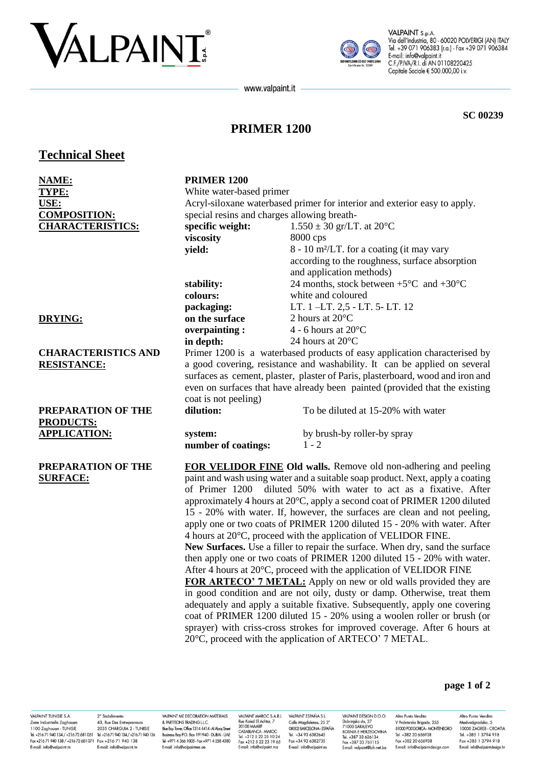SC 00239

# PRIMER 1200

## Technical Sheet

| | | |
|---|---|---|
| **NAME:** | **PRIMER 1200** | |
| **TYPE:** | White water-based primer | |
| **USE:** | Acryl-siloxane waterbased primer for interior and exterior easy to apply. | |
| **COMPOSITION:** | special resins and charges allowing breath- | |
| **CHARACTERISTICS:** | **specific weight:** | 1.550 ± 30 gr/LT. at 20°C |
| | **viscosity** | 8000 cps |
| | **yield:** | 8 - 10 m²/LT. for a coating (it may vary according to the roughness, surface absorption and application methods) |
| | **stability:** | 24 months, stock between +5°C and +30°C |
| | **colours:** | white and coloured |
| | **packaging:** | LT. 1 –LT. 2,5 - LT. 5- LT. 12 |
| **DRYING:** | **on the surface** | 2 hours at 20°C |
| | **overpainting :** | 4 - 6 hours at 20°C |
| | **in depth:** | 24 hours at 20°C |

**CHARACTERISTICS AND RESISTANCE:**

Primer 1200 is a waterbased products of easy application characterised by a good covering, resistance and washability. It can be applied on several surfaces as cement, plaster, plaster of Paris, plasterboard, wood and iron and even on surfaces that have already been painted (provided that the existing coat is not peeling)

| | | |
|---|---|---|
| **PREPARATION OF THE PRODUCTS:** | **dilution:** | To be diluted at 15-20% with water |
| **APPLICATION:** | **system:** | by brush-by roller-by spray |
| | **number of coatings:** | 1 - 2 |

**PREPARATION OF THE SURFACE:**

**FOR VELIDOR FINE Old walls.** Remove old non-adhering and peeling paint and wash using water and a suitable soap product. Next, apply a coating of Primer 1200 diluted 50% with water to act as a fixative. After approximately 4 hours at 20°C, apply a second coat of PRIMER 1200 diluted 15 - 20% with water. If, however, the surfaces are clean and not peeling, apply one or two coats of PRIMER 1200 diluted 15 - 20% with water. After 4 hours at 20°C, proceed with the application of VELIDOR FINE.

**New Surfaces.** Use a filler to repair the surface. When dry, sand the surface then apply one or two coats of PRIMER 1200 diluted 15 - 20% with water. After 4 hours at 20°C, proceed with the application of VELIDOR FINE

**FOR ARTECO' 7 METAL:** Apply on new or old walls provided they are in good condition and are not oily, dusty or damp. Otherwise, treat them adequately and apply a suitable fixative. Subsequently, apply one covering coat of PRIMER 1200 diluted 15 - 20% using a woolen roller or brush (or sprayer) with criss-cross strokes for improved coverage. After 6 hours at 20°C, proceed with the application of ARTECO' 7 METAL.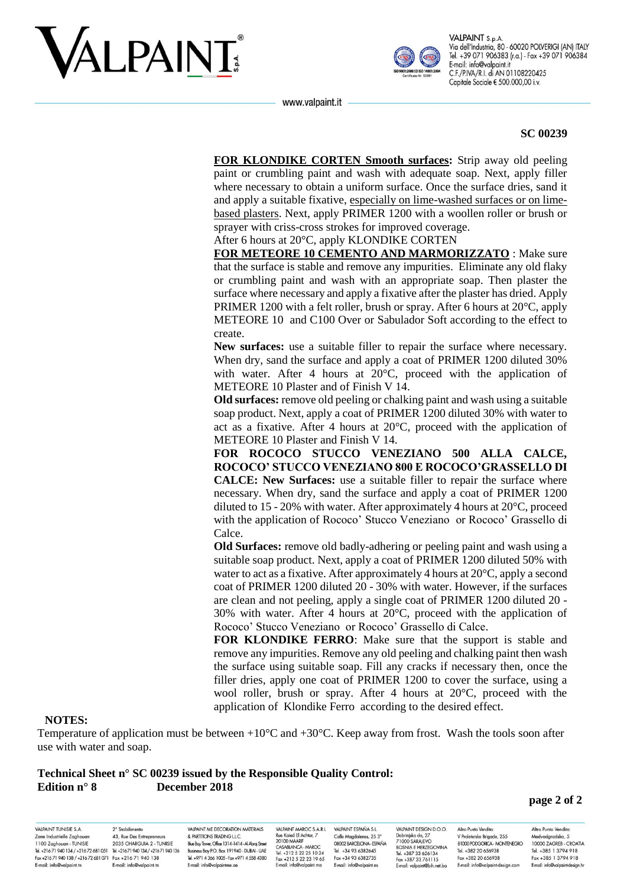SC 00239

**FOR KLONDIKE CORTEN Smooth surfaces:** Strip away old peeling paint or crumbling paint and wash with adequate soap. Next, apply filler where necessary to obtain a uniform surface. Once the surface dries, sand it and apply a suitable fixative, especially on lime-washed surfaces or on lime-based plasters. Next, apply PRIMER 1200 with a woollen roller or brush or sprayer with criss-cross strokes for improved coverage.
After 6 hours at 20°C, apply KLONDIKE CORTEN

**FOR METEORE 10 CEMENTO AND MARMORIZZATO** : Make sure that the surface is stable and remove any impurities. Eliminate any old flaky or crumbling paint and wash with an appropriate soap. Then plaster the surface where necessary and apply a fixative after the plaster has dried. Apply PRIMER 1200 with a felt roller, brush or spray. After 6 hours at 20°C, apply METEORE 10 and C100 Over or Sabulador Soft according to the effect to create.

**New surfaces:** use a suitable filler to repair the surface where necessary. When dry, sand the surface and apply a coat of PRIMER 1200 diluted 30% with water. After 4 hours at 20°C, proceed with the application of METEORE 10 Plaster and of Finish V 14.

**Old surfaces:** remove old peeling or chalking paint and wash using a suitable soap product. Next, apply a coat of PRIMER 1200 diluted 30% with water to act as a fixative. After 4 hours at 20°C, proceed with the application of METEORE 10 Plaster and Finish V 14.

**FOR ROCOCO STUCCO VENEZIANO 500 ALLA CALCE, ROCOCO' STUCCO VENEZIANO 800 E ROCOCO'GRASSELLO DI CALCE: New Surfaces:** use a suitable filler to repair the surface where necessary. When dry, sand the surface and apply a coat of PRIMER 1200 diluted to 15 - 20% with water. After approximately 4 hours at 20°C, proceed with the application of Rococo' Stucco Veneziano or Rococo' Grassello di Calce.

**Old Surfaces:** remove old badly-adhering or peeling paint and wash using a suitable soap product. Next, apply a coat of PRIMER 1200 diluted 50% with water to act as a fixative. After approximately 4 hours at 20°C, apply a second coat of PRIMER 1200 diluted 20 - 30% with water. However, if the surfaces are clean and not peeling, apply a single coat of PRIMER 1200 diluted 20 - 30% with water. After 4 hours at 20°C, proceed with the application of Rococo' Stucco Veneziano or Rococo' Grassello di Calce.

**FOR KLONDIKE FERRO**: Make sure that the support is stable and remove any impurities. Remove any old peeling and chalking paint then wash the surface using suitable soap. Fill any cracks if necessary then, once the filler dries, apply one coat of PRIMER 1200 to cover the surface, using a wool roller, brush or spray. After 4 hours at 20°C, proceed with the application of Klondike Ferro according to the desired effect.

**NOTES:**

Temperature of application must be between +10°C and +30°C. Keep away from frost. Wash the tools soon after use with water and soap.

**Technical Sheet n° SC 00239 issued by the Responsible Quality Control:**
**Edition n° 8 December 2018**